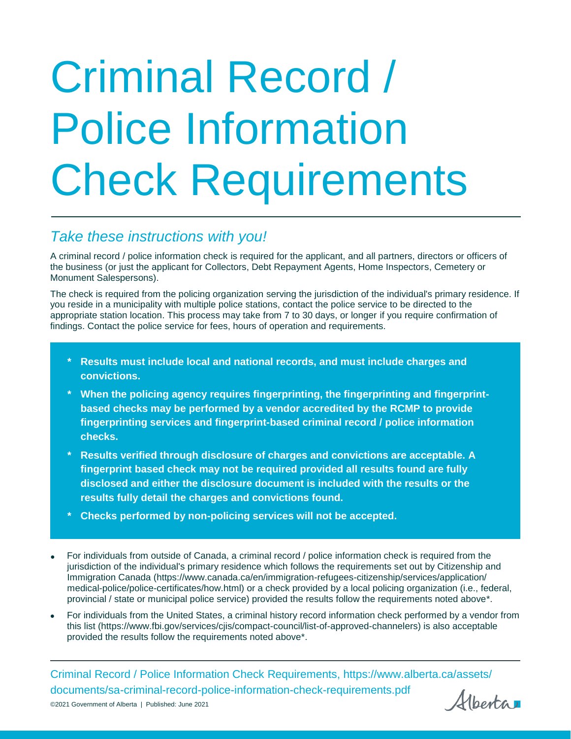# Criminal Record / Police Information Check Requirements

*Take these instructions with you!*

A criminal record / police information check is required for the applicant, and all partners, directors or officers of the business (or just the applicant for Collectors, Debt Repayment Agents, Home Inspectors, Cemetery or Monument Salespersons).

The check is required from the policing organization serving the jurisdiction of the individual's primary residence. If you reside in a municipality with multiple police stations, contact the police service to be directed to the appropriate station location. This process may take from 7 to 30 days, or longer if you require confirmation of findings. Contact the police service for fees, hours of operation and requirements.

- **Results must include local and national records, and must include charges and convictions.**
- **When the policing agency requires fingerprinting, the fingerprinting and fingerprint-based checks may be performed by a vendor accredited by the RCMP to provide fingerprinting services and fingerprint-based criminal record / police information checks.**
- **Results verified through disclosure of charges and convictions are acceptable. A fingerprint based check may not be required provided all results found are fully disclosed and either the disclosure document is included with the results or the results fully detail the charges and convictions found.**
- **Checks performed by non-policing services will not be accepted.**

- For individuals from outside of Canada, a criminal record / police information check is required from the jurisdiction of the individual's primary residence which follows the requirements set out by Citizenship and Immigration Canada (https://www.canada.ca/en/immigration-refugees-citizenship/services/application/medical-police/police-certificates/how.html) or a check provided by a local policing organization (i.e., federal, provincial / state or municipal police service) provided the results follow the requirements noted above*.
- For individuals from the United States, a criminal history record information check performed by a vendor from this list (https://www.fbi.gov/services/cjis/compact-council/list-of-approved-channelers) is also acceptable provided the results follow the requirements noted above*.

Criminal Record / Police Information Check Requirements, https://www.alberta.ca/assets/documents/sa-criminal-record-police-information-check-requirements.pdf

©2021 Government of Alberta | Published: June 2021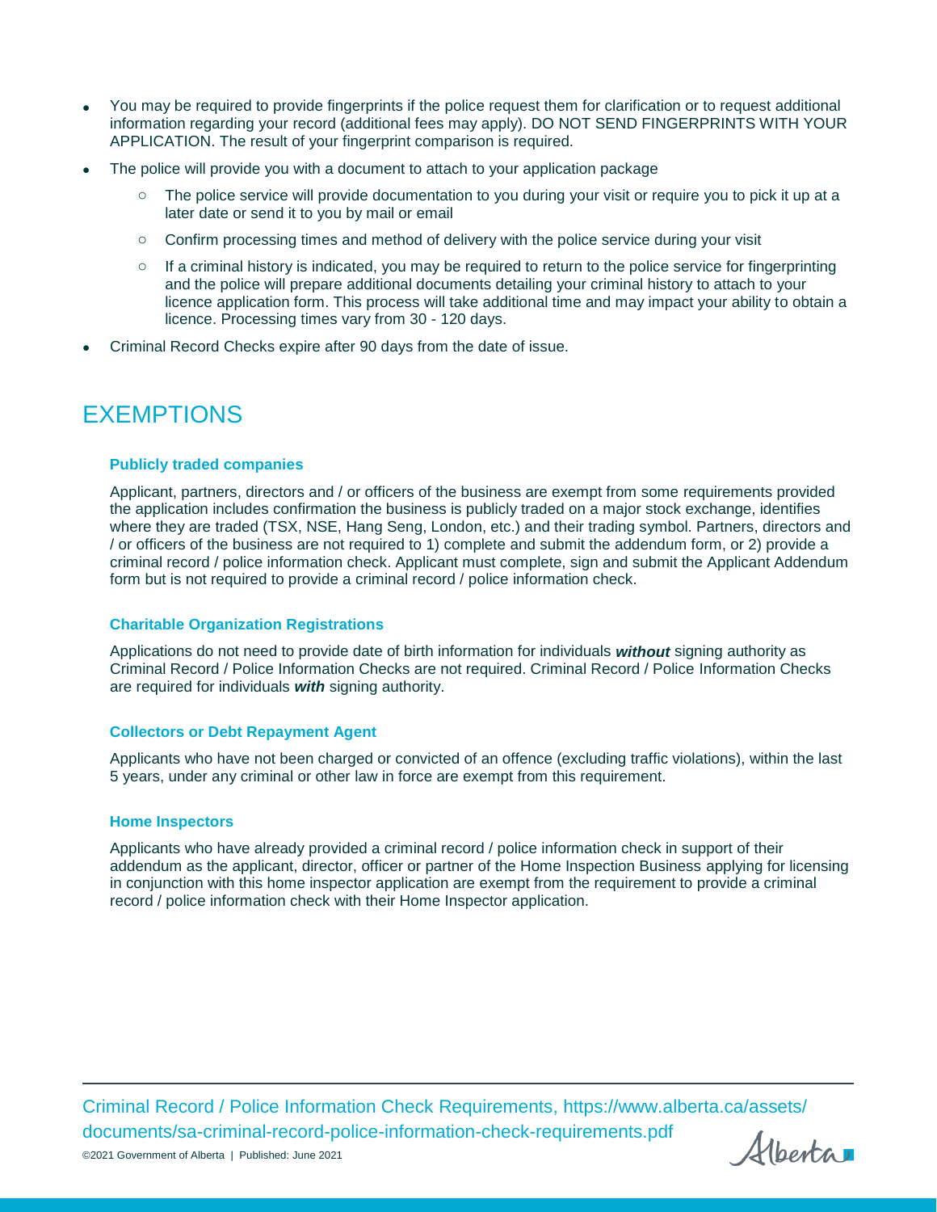- You may be required to provide fingerprints if the police request them for clarification or to request additional information regarding your record (additional fees may apply). DO NOT SEND FINGERPRINTS WITH YOUR APPLICATION. The result of your fingerprint comparison is required.
- The police will provide you with a document to attach to your application package
  - The police service will provide documentation to you during your visit or require you to pick it up at a later date or send it to you by mail or email
  - Confirm processing times and method of delivery with the police service during your visit
  - If a criminal history is indicated, you may be required to return to the police service for fingerprinting and the police will prepare additional documents detailing your criminal history to attach to your licence application form. This process will take additional time and may impact your ability to obtain a licence. Processing times vary from 30 - 120 days.
- Criminal Record Checks expire after 90 days from the date of issue.

# EXEMPTIONS

### Publicly traded companies

Applicant, partners, directors and / or officers of the business are exempt from some requirements provided the application includes confirmation the business is publicly traded on a major stock exchange, identifies where they are traded (TSX, NSE, Hang Seng, London, etc.) and their trading symbol. Partners, directors and / or officers of the business are not required to 1) complete and submit the addendum form, or 2) provide a criminal record / police information check. Applicant must complete, sign and submit the Applicant Addendum form but is not required to provide a criminal record / police information check.

### Charitable Organization Registrations

Applications do not need to provide date of birth information for individuals ***without*** signing authority as Criminal Record / Police Information Checks are not required. Criminal Record / Police Information Checks are required for individuals ***with*** signing authority.

### Collectors or Debt Repayment Agent

Applicants who have not been charged or convicted of an offence (excluding traffic violations), within the last 5 years, under any criminal or other law in force are exempt from this requirement.

### Home Inspectors

Applicants who have already provided a criminal record / police information check in support of their addendum as the applicant, director, officer or partner of the Home Inspection Business applying for licensing in conjunction with this home inspector application are exempt from the requirement to provide a criminal record / police information check with their Home Inspector application.

Criminal Record / Police Information Check Requirements, https://www.alberta.ca/assets/documents/sa-criminal-record-police-information-check-requirements.pdf

©2021 Government of Alberta | Published: June 2021